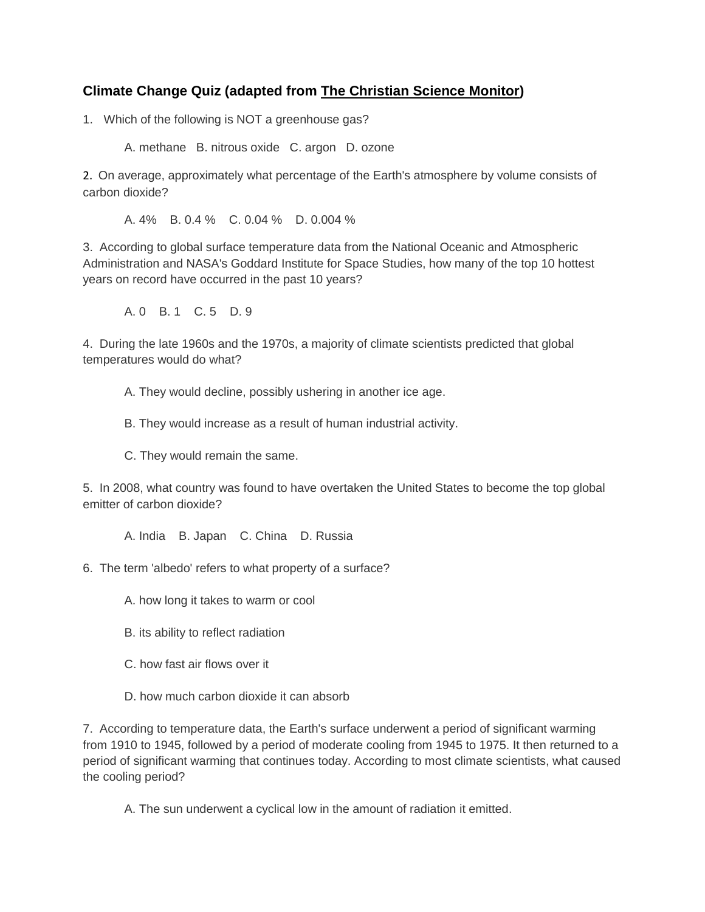## Climate Change Quiz (adapted from The Christian Science Monitor)

1. Which of the following is NOT a greenhouse gas?

   A. methane B. nitrous oxide C. argon D. ozone

2. On average, approximately what percentage of the Earth's atmosphere by volume consists of carbon dioxide?

   A. 4% B. 0.4 % C. 0.04 % D. 0.004 %

3. According to global surface temperature data from the National Oceanic and Atmospheric Administration and NASA's Goddard Institute for Space Studies, how many of the top 10 hottest years on record have occurred in the past 10 years?

   A. 0 B. 1 C. 5 D. 9

4. During the late 1960s and the 1970s, a majority of climate scientists predicted that global temperatures would do what?

   A. They would decline, possibly ushering in another ice age.

   B. They would increase as a result of human industrial activity.

   C. They would remain the same.

5. In 2008, what country was found to have overtaken the United States to become the top global emitter of carbon dioxide?

   A. India B. Japan C. China D. Russia

6. The term 'albedo' refers to what property of a surface?

   A. how long it takes to warm or cool

   B. its ability to reflect radiation

   C. how fast air flows over it

   D. how much carbon dioxide it can absorb

7. According to temperature data, the Earth's surface underwent a period of significant warming from 1910 to 1945, followed by a period of moderate cooling from 1945 to 1975. It then returned to a period of significant warming that continues today. According to most climate scientists, what caused the cooling period?

   A. The sun underwent a cyclical low in the amount of radiation it emitted.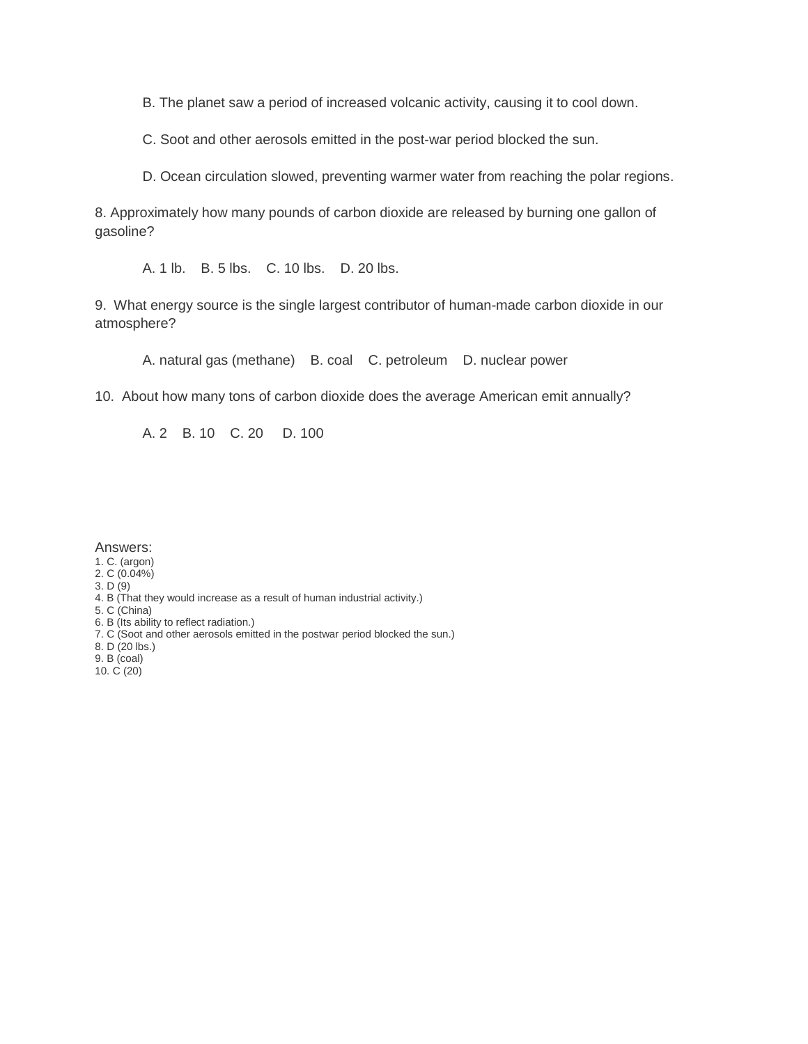B. The planet saw a period of increased volcanic activity, causing it to cool down.

C. Soot and other aerosols emitted in the post-war period blocked the sun.

D. Ocean circulation slowed, preventing warmer water from reaching the polar regions.

8. Approximately how many pounds of carbon dioxide are released by burning one gallon of gasoline?

A. 1 lb.    B. 5 lbs.    C. 10 lbs.    D. 20 lbs.

9. What energy source is the single largest contributor of human-made carbon dioxide in our atmosphere?

A. natural gas (methane)    B. coal    C. petroleum    D. nuclear power

10. About how many tons of carbon dioxide does the average American emit annually?

A. 2    B. 10    C. 20    D. 100

Answers:
1. C. (argon)
2. C (0.04%)
3. D (9)
4. B (That they would increase as a result of human industrial activity.)
5. C (China)
6. B (Its ability to reflect radiation.)
7. C (Soot and other aerosols emitted in the postwar period blocked the sun.)
8. D (20 lbs.)
9. B (coal)
10. C (20)